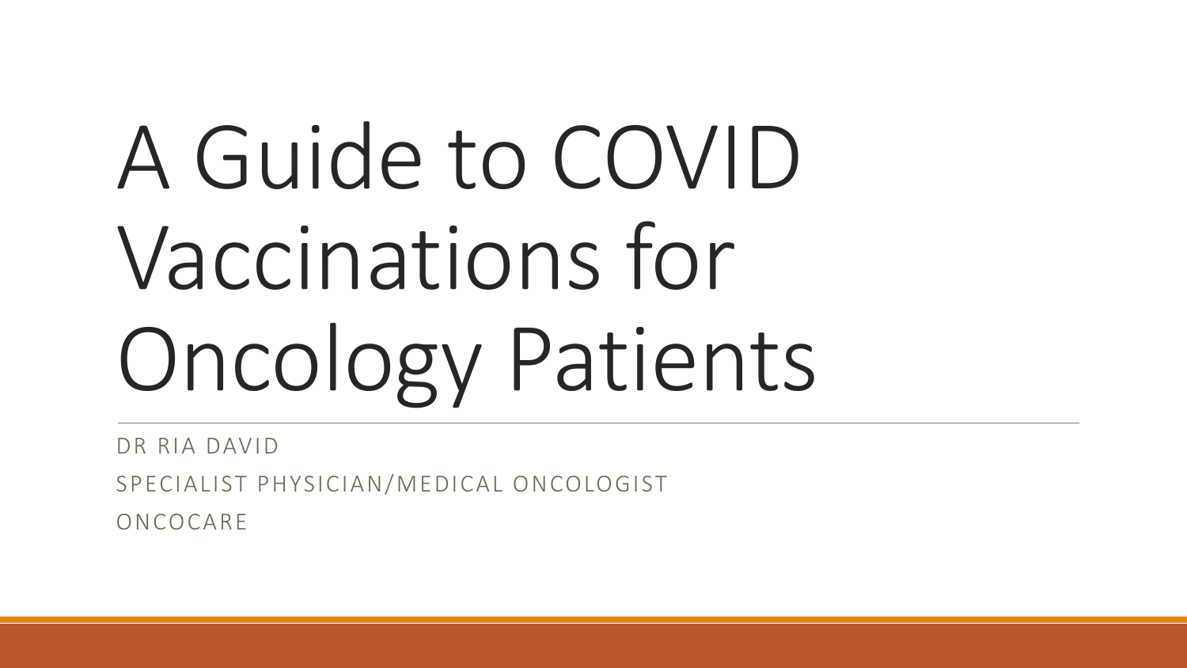# A Guide to COVID Vaccinations for Oncology Patients

DR RIA DAVID

SPECIALIST PHYSICIAN/MEDICAL ONCOLOGIST

ONCOCARE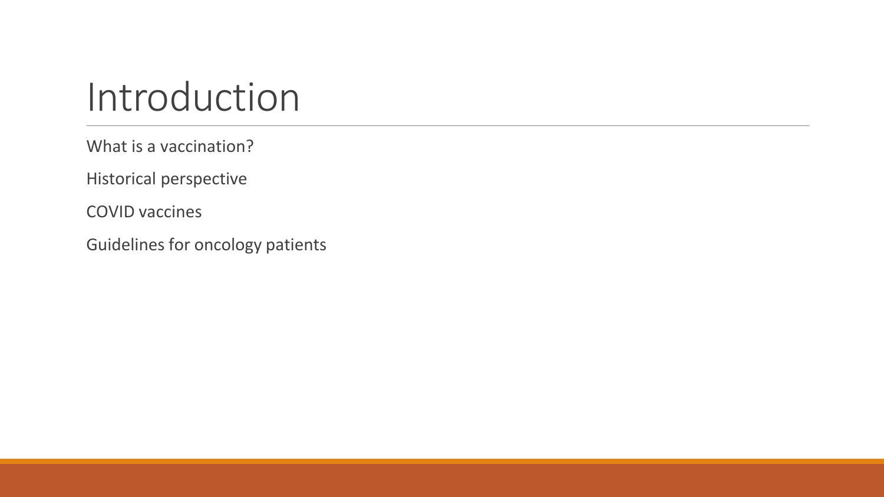# Introduction

What is a vaccination?

Historical perspective

COVID vaccines

Guidelines for oncology patients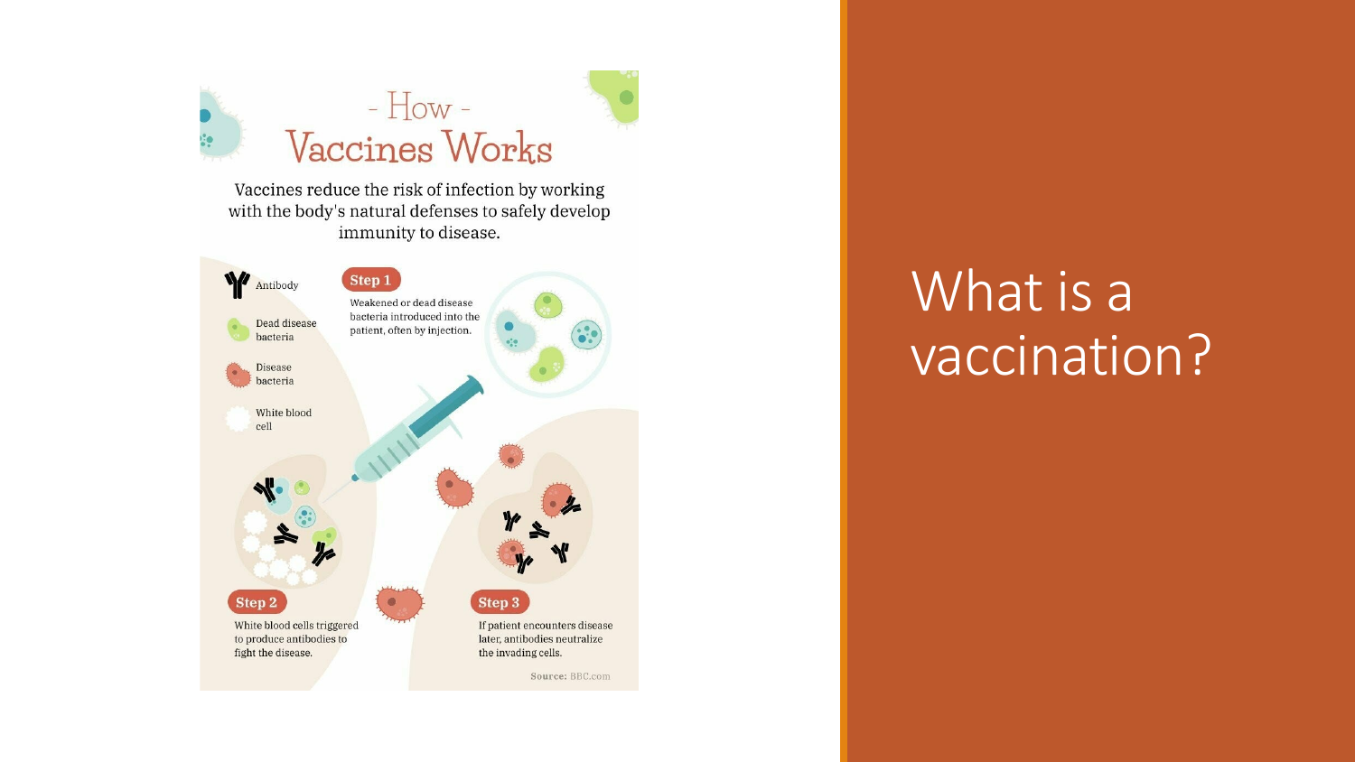# - How - Vaccines Works

Vaccines reduce the risk of infection by working with the body's natural defenses to safely develop immunity to disease.

- Antibody
- Dead disease bacteria
- Disease bacteria
- White blood cell

**Step 1**

Weakened or dead disease bacteria introduced into the patient, often by injection.

**Step 2**

White blood cells triggered to produce antibodies to fight the disease.

**Step 3**

If patient encounters disease later, antibodies neutralize the invading cells.

Source: BBC.com

# What is a vaccination?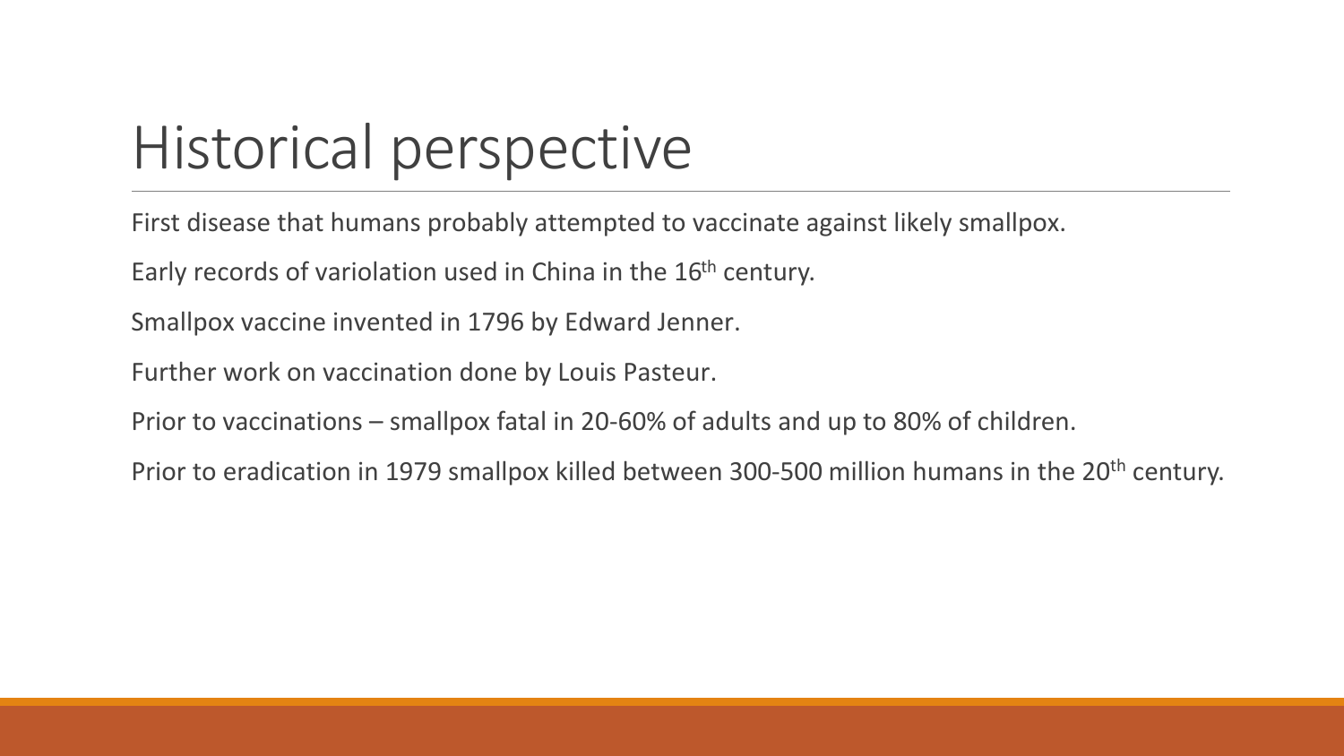# Historical perspective

First disease that humans probably attempted to vaccinate against likely smallpox.

Early records of variolation used in China in the 16th century.

Smallpox vaccine invented in 1796 by Edward Jenner.

Further work on vaccination done by Louis Pasteur.

Prior to vaccinations – smallpox fatal in 20-60% of adults and up to 80% of children.

Prior to eradication in 1979 smallpox killed between 300-500 million humans in the 20th century.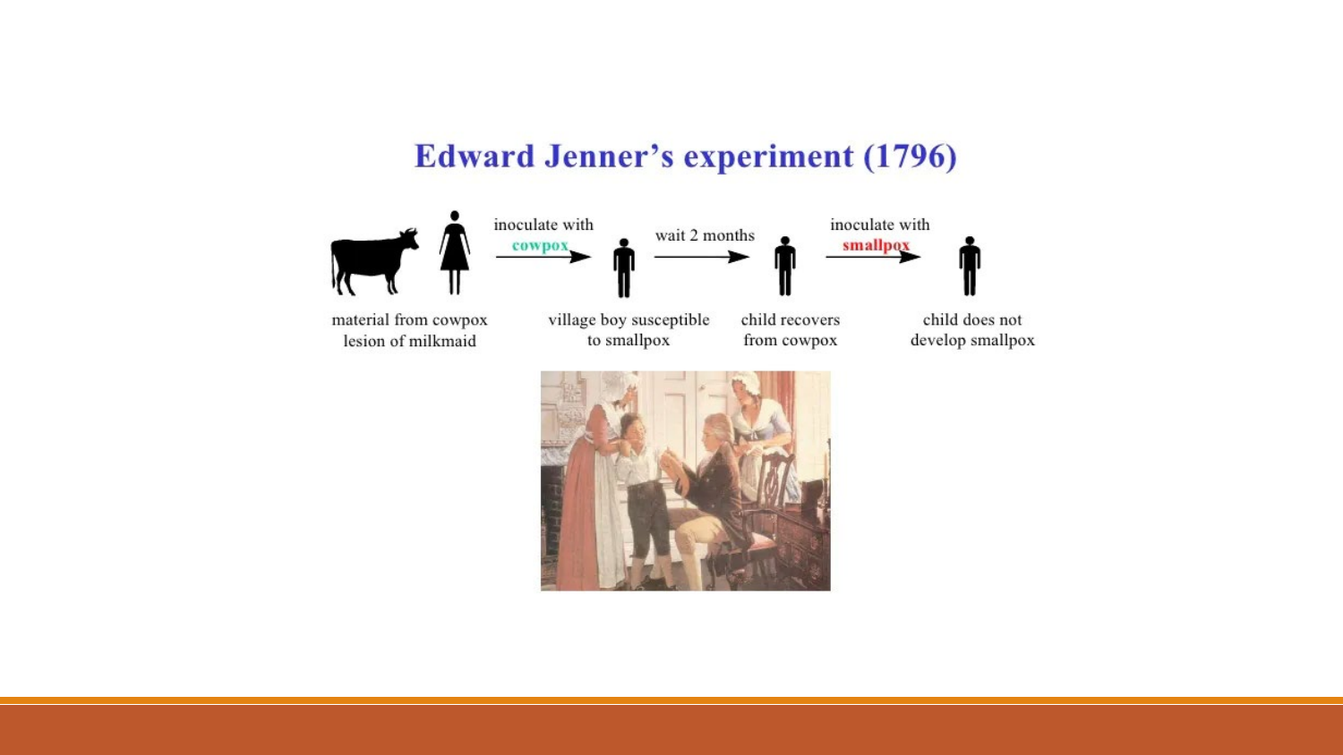# Edward Jenner's experiment (1796)

material from cowpox lesion of milkmaid → inoculate with **cowpox** → village boy susceptible to smallpox → wait 2 months → child recovers from cowpox → inoculate with **smallpox** → child does not develop smallpox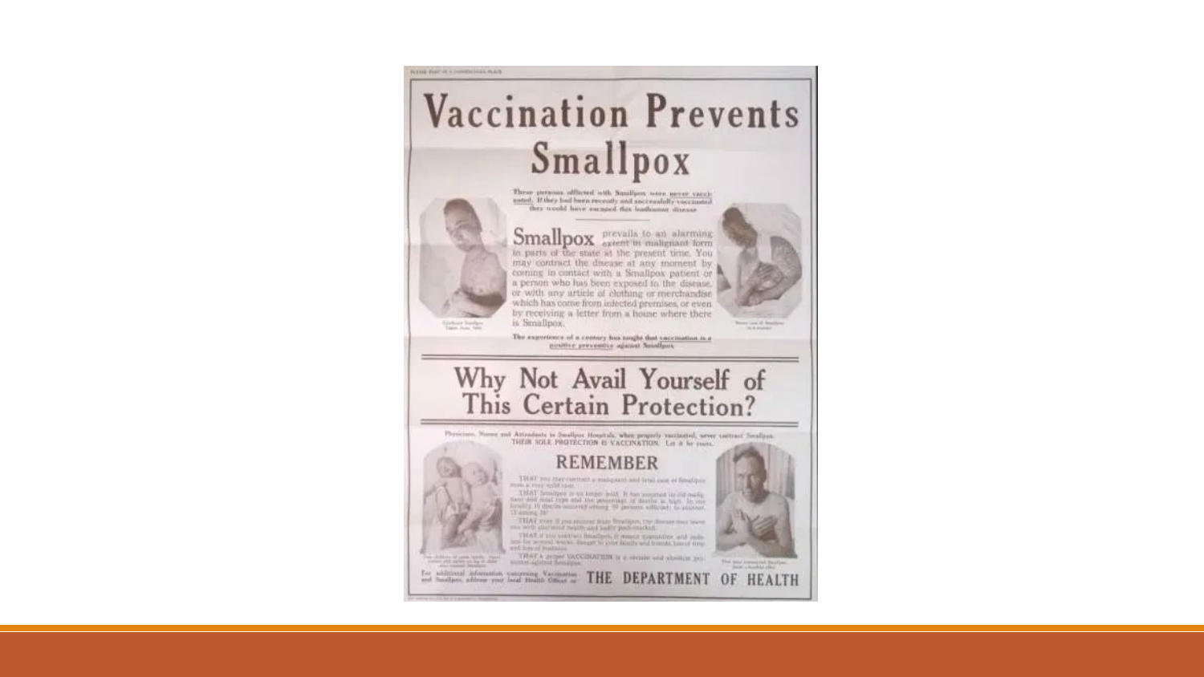PLEASE POST IN A CONSPICUOUS PLACE

# Vaccination Prevents Smallpox

These persons afflicted with Smallpox were never vaccinated. If they had been recently and successfully vaccinated they would have escaped this loathsome disease

**Smallpox** prevails to an alarming extent in malignant form in parts of the state at the present time. You may contract the disease at any moment by coming in contact with a Smallpox patient or a person who has been exposed to the disease, or with any article of clothing or merchandise which has come from infected premises, or even by receiving a letter from a house where there is Smallpox.

The experience of a century has taught that vaccination is a positive preventive against Smallpox

# Why Not Avail Yourself of This Certain Protection?

Physicians, Nurses and Attendants in Smallpox Hospitals, when properly vaccinated, never contract Smallpox. THEIR SOLE PROTECTION IS VACCINATION. Let it be yours.

## REMEMBER

THAT you may contract a malignant and fatal case of Smallpox from a very mild case.

THAT Smallpox is no longer mild. It has assumed its old deadly and fatal type and the percentage of deaths is high. In one locality 19 deaths occurred among 59 persons afflicted; in another, 13 among 39.

THAT even if you recover from Smallpox, the disease may leave you with shattered health and badly pock-marked.

THAT if you contract Smallpox, it means quarantine and isolation for several weeks, danger to your family and friends, loss of time and loss of business.

THAT a proper VACCINATION is a certain and absolute protection against Smallpox.

For additional information concerning Vaccination and Smallpox, address your local Health Officer or THE DEPARTMENT OF HEALTH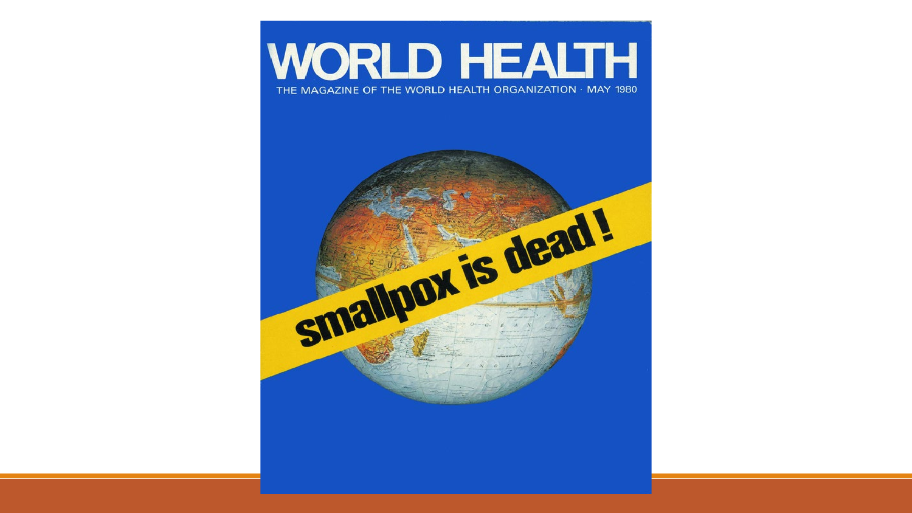# WORLD HEALTH

THE MAGAZINE OF THE WORLD HEALTH ORGANIZATION · MAY 1980

smallpox is dead!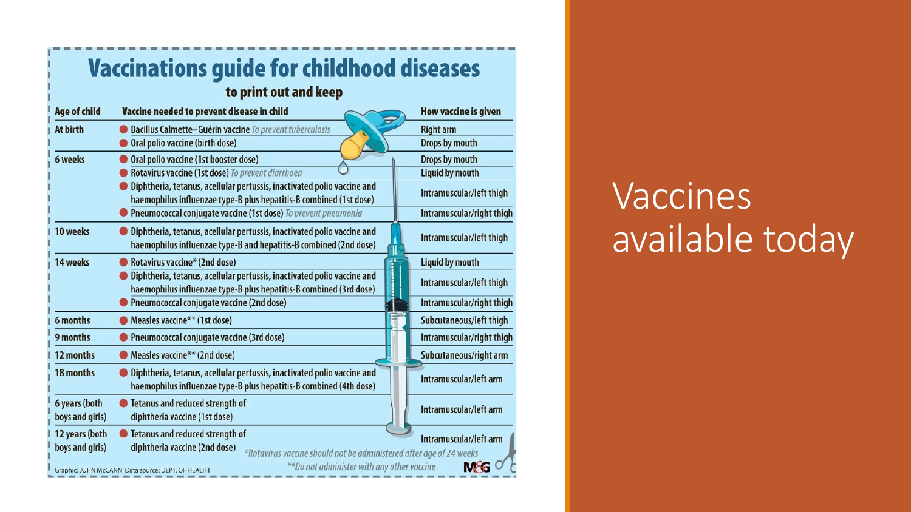# Vaccinations guide for childhood diseases

**to print out and keep**

| Age of child | Vaccine needed to prevent disease in child | How vaccine is given |
|---|---|---|
| At birth | Bacillus Calmette–Guérin vaccine *To prevent tuberculosis* | Right arm |
| | Oral polio vaccine (birth dose) | Drops by mouth |
| 6 weeks | Oral polio vaccine (1st booster dose) | Drops by mouth |
| | Rotavirus vaccine (1st dose) *To prevent diarrhoea* | Liquid by mouth |
| | Diphtheria, tetanus, acellular pertussis, inactivated polio vaccine and haemophilus influenzae type-B plus hepatitis-B combined (1st dose) | Intramuscular/left thigh |
| | Pneumococcal conjugate vaccine (1st dose) *To prevent pneumonia* | Intramuscular/right thigh |
| 10 weeks | Diphtheria, tetanus, acellular pertussis, inactivated polio vaccine and haemophilus influenzae type-B and hepatitis-B combined (2nd dose) | Intramuscular/left thigh |
| 14 weeks | Rotavirus vaccine* (2nd dose) | Liquid by mouth |
| | Diphtheria, tetanus, acellular pertussis, inactivated polio vaccine and haemophilus influenzae type-B plus hepatitis-B combined (3rd dose) | Intramuscular/left thigh |
| | Pneumococcal conjugate vaccine (2nd dose) | Intramuscular/right thigh |
| 6 months | Measles vaccine** (1st dose) | Subcutaneous/left thigh |
| 9 months | Pneumococcal conjugate vaccine (3rd dose) | Intramuscular/right thigh |
| 12 months | Measles vaccine** (2nd dose) | Subcutaneous/right arm |
| 18 months | Diphtheria, tetanus, acellular pertussis, inactivated polio vaccine and haemophilus influenzae type-B plus hepatitis-B combined (4th dose) | Intramuscular/left arm |
| 6 years (both boys and girls) | Tetanus and reduced strength of diphtheria vaccine (1st dose) | Intramuscular/left arm |
| 12 years (both boys and girls) | Tetanus and reduced strength of diphtheria vaccine (2nd dose) | Intramuscular/left arm |

*Rotavirus vaccine should not be administered after age of 24 weeks

**Do not administer with any other vaccine

Graphic: JOHN McCANN Data source: DEPT. OF HEALTH

M&G

# Vaccines available today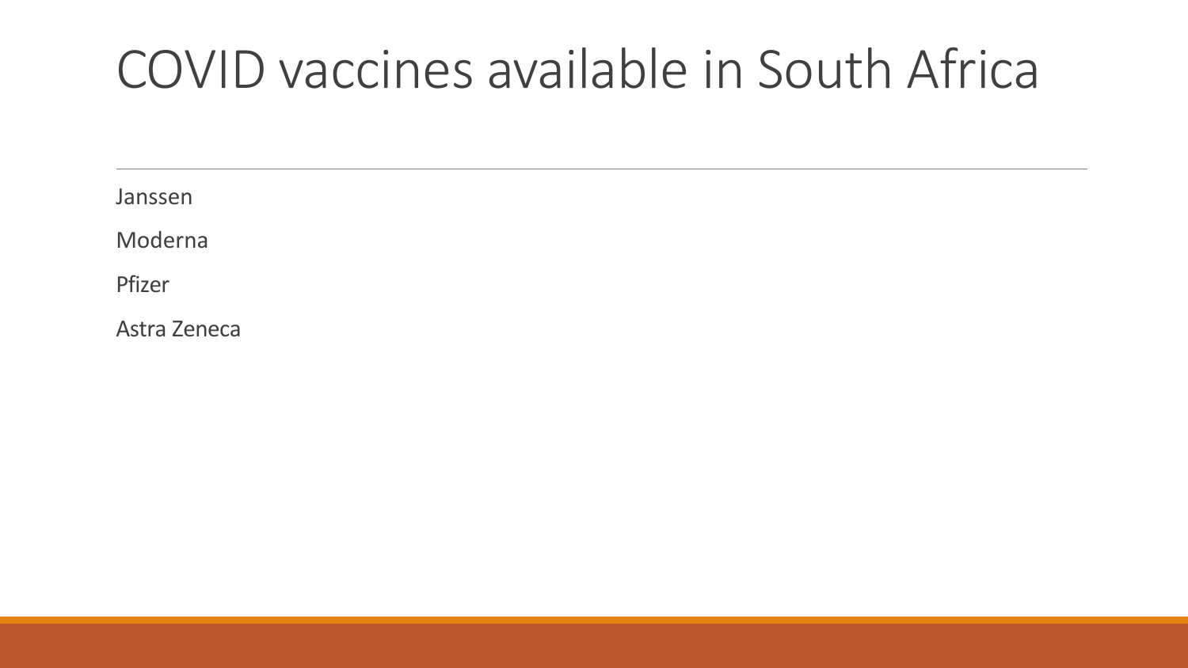# COVID vaccines available in South Africa

Janssen

Moderna

Pfizer

Astra Zeneca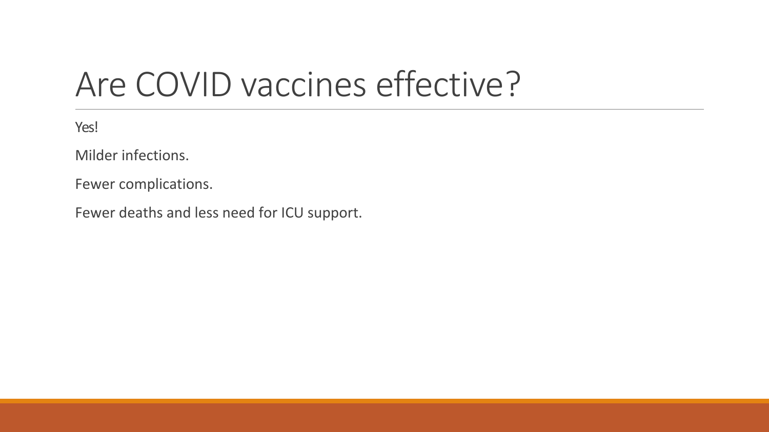# Are COVID vaccines effective?

Yes!

Milder infections.

Fewer complications.

Fewer deaths and less need for ICU support.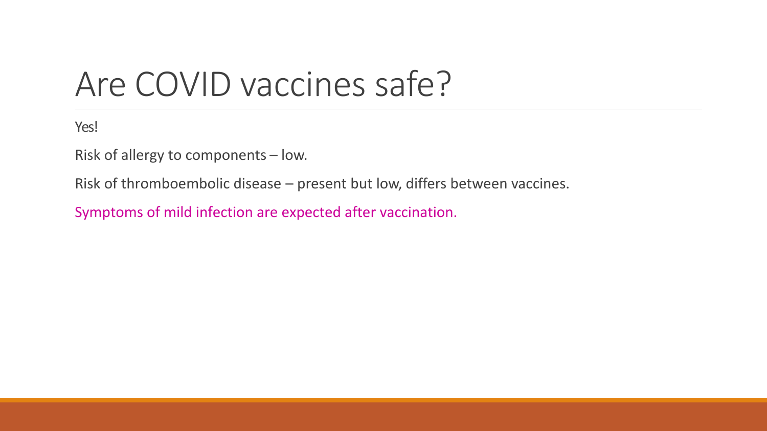# Are COVID vaccines safe?

Yes!

Risk of allergy to components – low.

Risk of thromboembolic disease – present but low, differs between vaccines.

Symptoms of mild infection are expected after vaccination.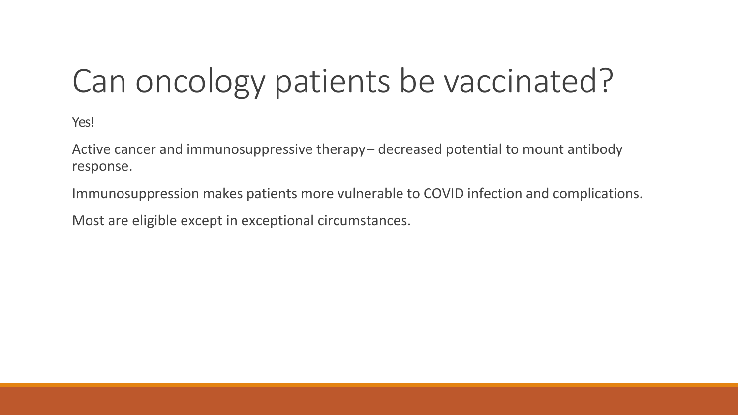# Can oncology patients be vaccinated?

Yes!

Active cancer and immunosuppressive therapy– decreased potential to mount antibody response.

Immunosuppression makes patients more vulnerable to COVID infection and complications.

Most are eligible except in exceptional circumstances.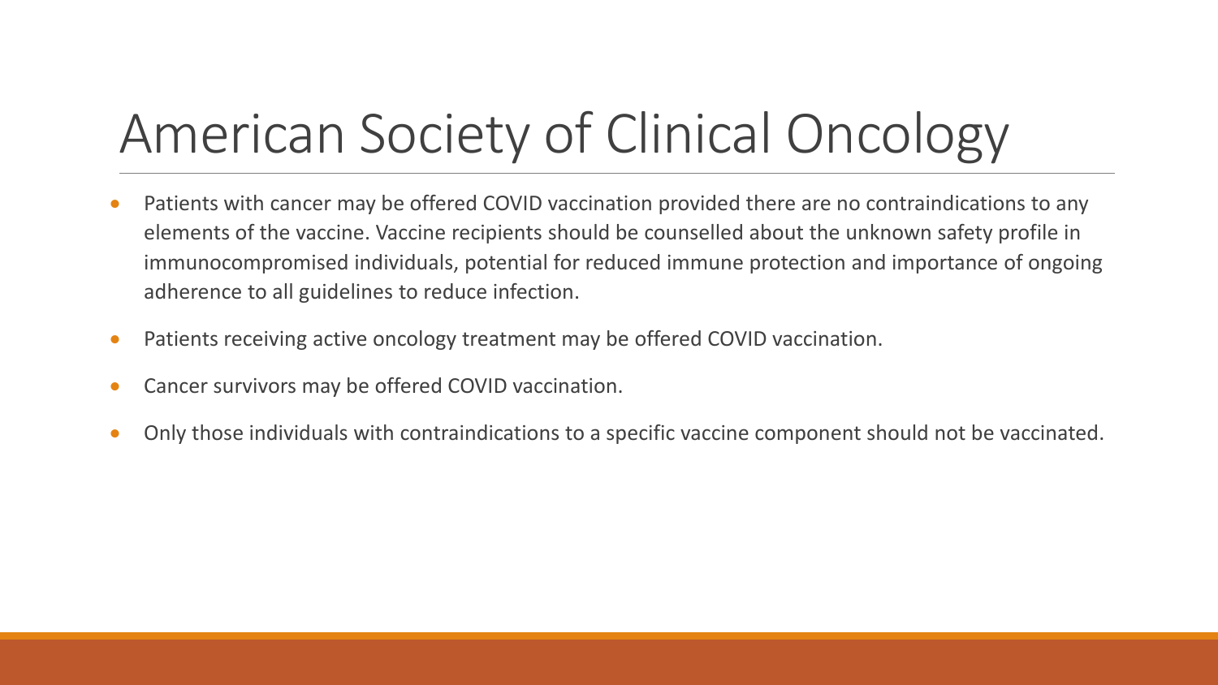# American Society of Clinical Oncology

- Patients with cancer may be offered COVID vaccination provided there are no contraindications to any elements of the vaccine. Vaccine recipients should be counselled about the unknown safety profile in immunocompromised individuals, potential for reduced immune protection and importance of ongoing adherence to all guidelines to reduce infection.
- Patients receiving active oncology treatment may be offered COVID vaccination.
- Cancer survivors may be offered COVID vaccination.
- Only those individuals with contraindications to a specific vaccine component should not be vaccinated.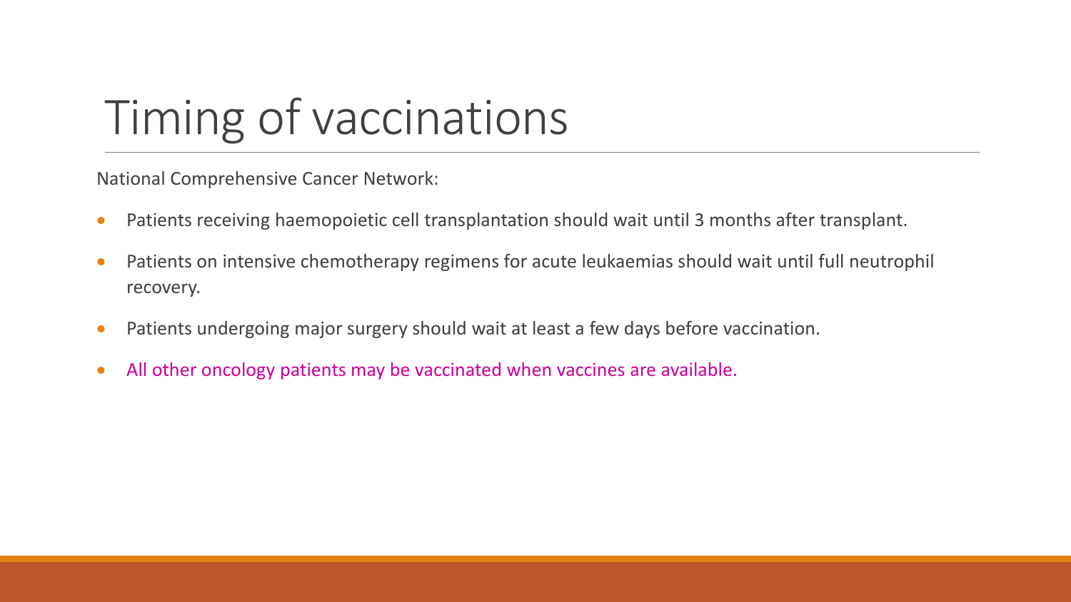# Timing of vaccinations

National Comprehensive Cancer Network:

- Patients receiving haemopoietic cell transplantation should wait until 3 months after transplant.
- Patients on intensive chemotherapy regimens for acute leukaemias should wait until full neutrophil recovery.
- Patients undergoing major surgery should wait at least a few days before vaccination.
- All other oncology patients may be vaccinated when vaccines are available.